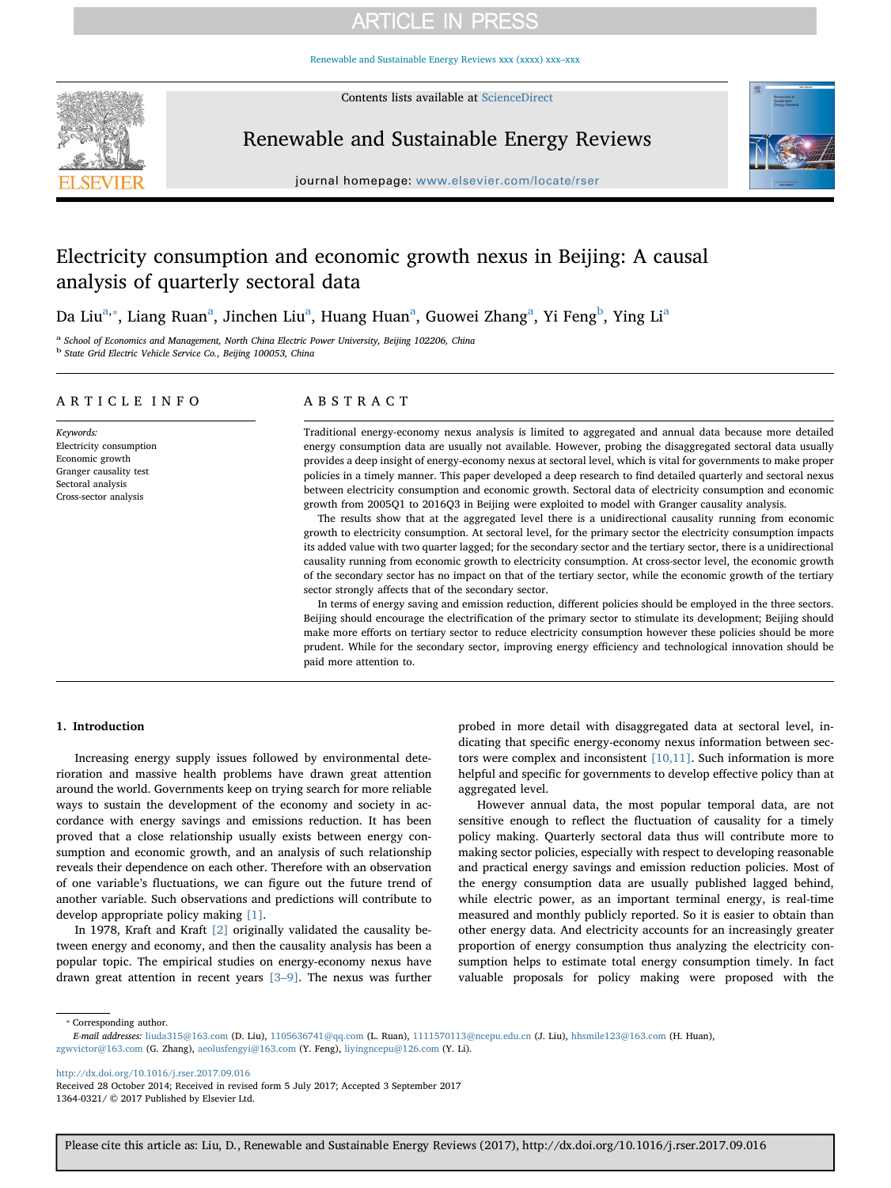# Electricity consumption and economic growth nexus in Beijing: A causal analysis of quarterly sectoral data

Da Liu[a,*], Liang Ruan[a], Jinchen Liu[a], Huang Huan[a], Guowei Zhang[a], Yi Feng[b], Ying Li[a]

[a] School of Economics and Management, North China Electric Power University, Beijing 102206, China
[b] State Grid Electric Vehicle Service Co., Beijing 100053, China

## ARTICLE INFO

*Keywords:*
Electricity consumption
Economic growth
Granger causality test
Sectoral analysis
Cross-sector analysis

## ABSTRACT

Traditional energy-economy nexus analysis is limited to aggregated and annual data because more detailed energy consumption data are usually not available. However, probing the disaggregated sectoral data usually provides a deep insight of energy-economy nexus at sectoral level, which is vital for governments to make proper policies in a timely manner. This paper developed a deep research to find detailed quarterly and sectoral nexus between electricity consumption and economic growth. Sectoral data of electricity consumption and economic growth from 2005Q1 to 2016Q3 in Beijing were exploited to model with Granger causality analysis.

The results show that at the aggregated level there is a unidirectional causality running from economic growth to electricity consumption. At sectoral level, for the primary sector the electricity consumption impacts its added value with two quarter lagged; for the secondary sector and the tertiary sector, there is a unidirectional causality running from economic growth to electricity consumption. At cross-sector level, the economic growth of the secondary sector has no impact on that of the tertiary sector, while the economic growth of the tertiary sector strongly affects that of the secondary sector.

In terms of energy saving and emission reduction, different policies should be employed in the three sectors. Beijing should encourage the electrification of the primary sector to stimulate its development; Beijing should make more efforts on tertiary sector to reduce electricity consumption however these policies should be more prudent. While for the secondary sector, improving energy efficiency and technological innovation should be paid more attention to.

## 1. Introduction

Increasing energy supply issues followed by environmental deterioration and massive health problems have drawn great attention around the world. Governments keep on trying search for more reliable ways to sustain the development of the economy and society in accordance with energy savings and emissions reduction. It has been proved that a close relationship usually exists between energy consumption and economic growth, and an analysis of such relationship reveals their dependence on each other. Therefore with an observation of one variable's fluctuations, we can figure out the future trend of another variable. Such observations and predictions will contribute to develop appropriate policy making [1].

In 1978, Kraft and Kraft [2] originally validated the causality between energy and economy, and then the causality analysis has been a popular topic. The empirical studies on energy-economy nexus have drawn great attention in recent years [3–9]. The nexus was further probed in more detail with disaggregated data at sectoral level, indicating that specific energy-economy nexus information between sectors were complex and inconsistent [10,11]. Such information is more helpful and specific for governments to develop effective policy than at aggregated level.

However annual data, the most popular temporal data, are not sensitive enough to reflect the fluctuation of causality for a timely policy making. Quarterly sectoral data thus will contribute more to making sector policies, especially with respect to developing reasonable and practical energy savings and emission reduction policies. Most of the energy consumption data are usually published lagged behind, while electric power, as an important terminal energy, is real-time measured and monthly publicly reported. So it is easier to obtain than other energy data. And electricity accounts for an increasingly greater proportion of energy consumption thus analyzing the electricity consumption helps to estimate total energy consumption timely. In fact valuable proposals for policy making were proposed with the

---

* Corresponding author.
*E-mail addresses:* liuda315@163.com (D. Liu), 1105636741@qq.com (L. Ruan), 1111570113@ncepu.edu.cn (J. Liu), hhsmile123@163.com (H. Huan), zgwvictor@163.com (G. Zhang), aeolusfengyi@163.com (Y. Feng), liyingncepu@126.com (Y. Li).

http://dx.doi.org/10.1016/j.rser.2017.09.016
Received 28 October 2014; Received in revised form 5 July 2017; Accepted 3 September 2017
1364-0321/ © 2017 Published by Elsevier Ltd.

Please cite this article as: Liu, D., Renewable and Sustainable Energy Reviews (2017), http://dx.doi.org/10.1016/j.rser.2017.09.016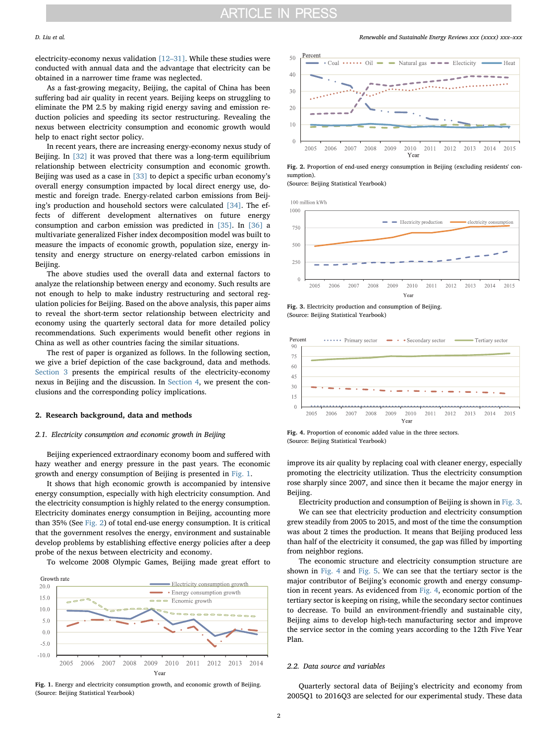electricity-economy nexus validation [12–31]. While these studies were conducted with annual data and the advantage that electricity can be obtained in a narrower time frame was neglected.

As a fast-growing megacity, Beijing, the capital of China has been suffering bad air quality in recent years. Beijing keeps on struggling to eliminate the PM 2.5 by making rigid energy saving and emission reduction policies and speeding its sector restructuring. Revealing the nexus between electricity consumption and economic growth would help to enact right sector policy.

In recent years, there are increasing energy-economy nexus study of Beijing. In [32] it was proved that there was a long-term equilibrium relationship between electricity consumption and economic growth. Beijing was used as a case in [33] to depict a specific urban economy's overall energy consumption impacted by local direct energy use, domestic and foreign trade. Energy-related carbon emissions from Beijing's production and household sectors were calculated [34]. The effects of different development alternatives on future energy consumption and carbon emission was predicted in [35]. In [36] a multivariate generalized Fisher index decomposition model was built to measure the impacts of economic growth, population size, energy intensity and energy structure on energy-related carbon emissions in Beijing.

The above studies used the overall data and external factors to analyze the relationship between energy and economy. Such results are not enough to help to make industry restructuring and sectoral regulation policies for Beijing. Based on the above analysis, this paper aims to reveal the short-term sector relationship between electricity and economy using the quarterly sectoral data for more detailed policy recommendations. Such experiments would benefit other regions in China as well as other countries facing the similar situations.

The rest of paper is organized as follows. In the following section, we give a brief depiction of the case background, data and methods. Section 3 presents the empirical results of the electricity-economy nexus in Beijing and the discussion. In Section 4, we present the conclusions and the corresponding policy implications.

## 2. Research background, data and methods

### 2.1. Electricity consumption and economic growth in Beijing

Beijing experienced extraordinary economy boom and suffered with hazy weather and energy pressure in the past years. The economic growth and energy consumption of Beijing is presented in Fig. 1.

It shows that high economic growth is accompanied by intensive energy consumption, especially with high electricity consumption. And the electricity consumption is highly related to the energy consumption. Electricity dominates energy consumption in Beijing, accounting more than 35% (See Fig. 2) of total end-use energy consumption. It is critical that the government resolves the energy, environment and sustainable develop problems by establishing effective energy policies after a deep probe of the nexus between electricity and economy.

To welcome 2008 Olympic Games, Beijing made great effort to improve its air quality by replacing coal with cleaner energy, especially promoting the electricity utilization. Thus the electricity consumption rose sharply since 2007, and since then it became the major energy in Beijing.

Fig. 1. Energy and electricity consumption growth, and economic growth of Beijing.
(Source: Beijing Statistical Yearbook)

Fig. 2. Proportion of end-used energy consumption in Beijing (excluding residents' consumption).
(Source: Beijing Statistical Yearbook)

Fig. 3. Electricity production and consumption of Beijing.
(Source: Beijing Statistical Yearbook)

Fig. 4. Proportion of economic added value in the three sectors.
(Source: Beijing Statistical Yearbook)

Electricity production and consumption of Beijing is shown in Fig. 3.

We can see that electricity production and electricity consumption grew steadily from 2005 to 2015, and most of the time the consumption was about 2 times the production. It means that Beijing produced less than half of the electricity it consumed, the gap was filled by importing from neighbor regions.

The economic structure and electricity consumption structure are shown in Fig. 4 and Fig. 5. We can see that the tertiary sector is the major contributor of Beijing's economic growth and energy consumption in recent years. As evidenced from Fig. 4, economic portion of the tertiary sector is keeping on rising, while the secondary sector continues to decrease. To build an environment-friendly and sustainable city, Beijing aims to develop high-tech manufacturing sector and improve the service sector in the coming years according to the 12th Five Year Plan.

### 2.2. Data source and variables

Quarterly sectoral data of Beijing's electricity and economy from 2005Q1 to 2016Q3 are selected for our experimental study. These data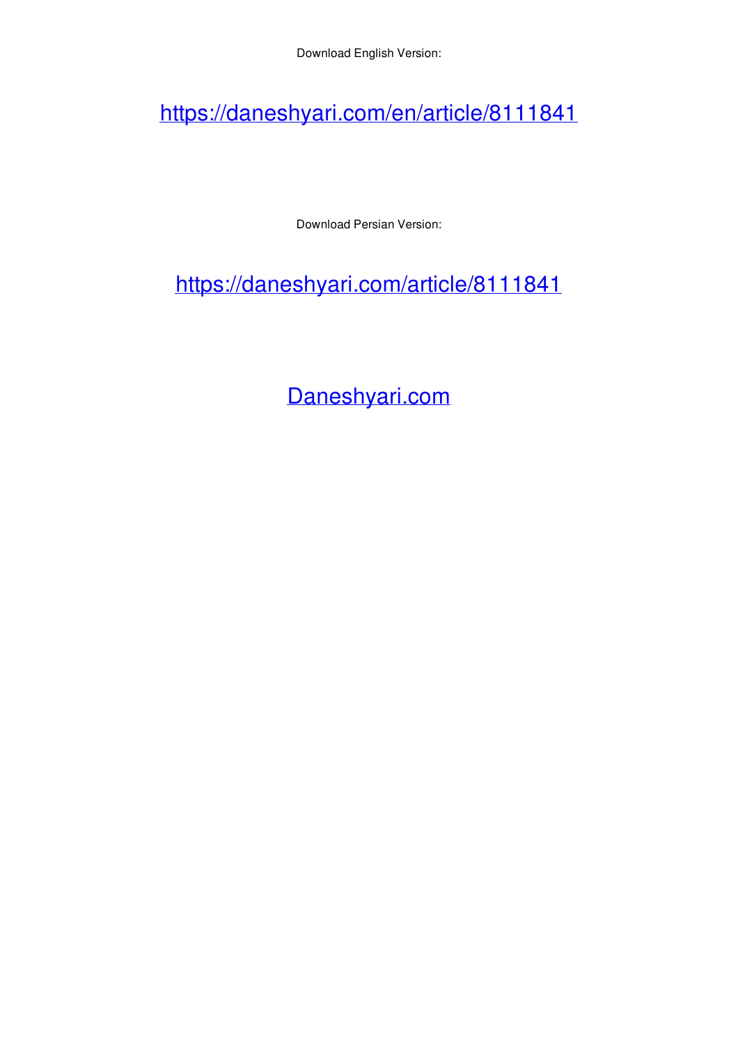Download English Version:

https://daneshyari.com/en/article/8111841

Download Persian Version:

https://daneshyari.com/article/8111841

Daneshyari.com